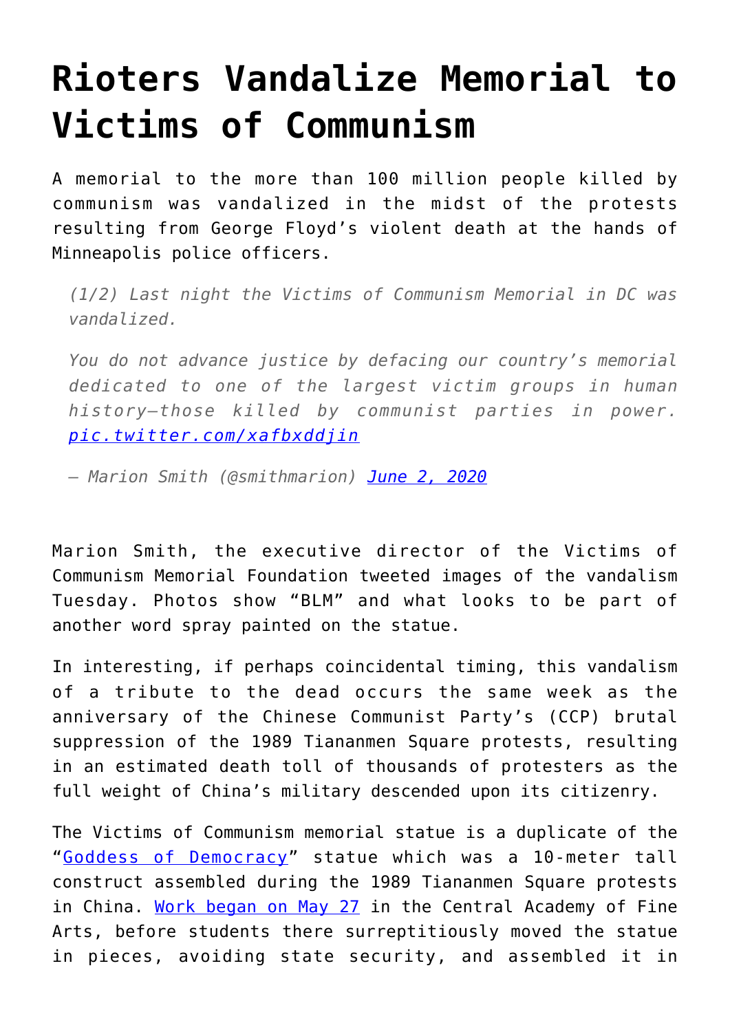# Rioters Vandalize Memorial to Victims of Communism

A memorial to the more than 100 million people killed by communism was vandalized in the midst of the protests resulting from George Floyd's violent death at the hands of Minneapolis police officers.

> *(1/2) Last night the Victims of Communism Memorial in DC was vandalized.*
>
> *You do not advance justice by defacing our country's memorial dedicated to one of the largest victim groups in human history—those killed by communist parties in power.* [*pic.twitter.com/xafbxddjin*](pic.twitter.com/xafbxddjin)
>
> *— Marion Smith (@smithmarion)* [*June 2, 2020*]()

Marion Smith, the executive director of the Victims of Communism Memorial Foundation tweeted images of the vandalism Tuesday. Photos show "BLM" and what looks to be part of another word spray painted on the statue.

In interesting, if perhaps coincidental timing, this vandalism of a tribute to the dead occurs the same week as the anniversary of the Chinese Communist Party's (CCP) brutal suppression of the 1989 Tiananmen Square protests, resulting in an estimated death toll of thousands of protesters as the full weight of China's military descended upon its citizenry.

The Victims of Communism memorial statue is a duplicate of the "[Goddess of Democracy]()" statue which was a 10-meter tall construct assembled during the 1989 Tiananmen Square protests in China. [Work began on May 27]() in the Central Academy of Fine Arts, before students there surreptitiously moved the statue in pieces, avoiding state security, and assembled it in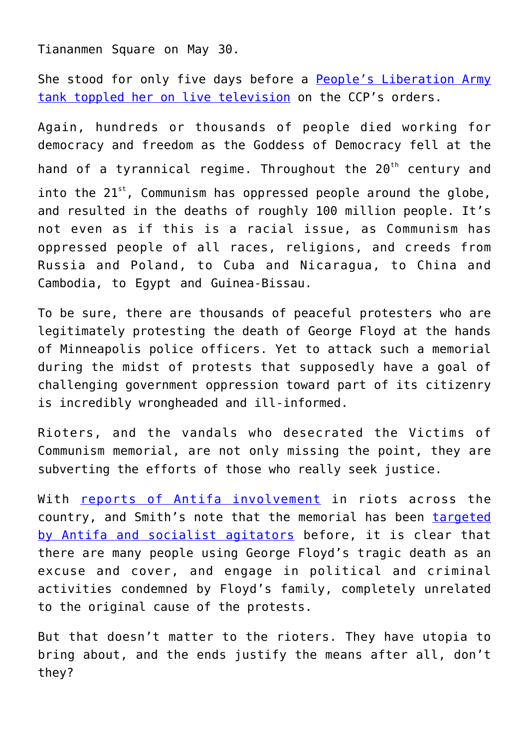Tiananmen Square on May 30.

She stood for only five days before a [People's Liberation Army tank toppled her on live television] on the CCP's orders.

Again, hundreds or thousands of people died working for democracy and freedom as the Goddess of Democracy fell at the hand of a tyrannical regime. Throughout the 20th century and into the 21st, Communism has oppressed people around the globe, and resulted in the deaths of roughly 100 million people. It's not even as if this is a racial issue, as Communism has oppressed people of all races, religions, and creeds from Russia and Poland, to Cuba and Nicaragua, to China and Cambodia, to Egypt and Guinea-Bissau.

To be sure, there are thousands of peaceful protesters who are legitimately protesting the death of George Floyd at the hands of Minneapolis police officers. Yet to attack such a memorial during the midst of protests that supposedly have a goal of challenging government oppression toward part of its citizenry is incredibly wrongheaded and ill-informed.

Rioters, and the vandals who desecrated the Victims of Communism memorial, are not only missing the point, they are subverting the efforts of those who really seek justice.

With [reports of Antifa involvement] in riots across the country, and Smith's note that the memorial has been [targeted by Antifa and socialist agitators] before, it is clear that there are many people using George Floyd's tragic death as an excuse and cover, and engage in political and criminal activities condemned by Floyd's family, completely unrelated to the original cause of the protests.

But that doesn't matter to the rioters. They have utopia to bring about, and the ends justify the means after all, don't they?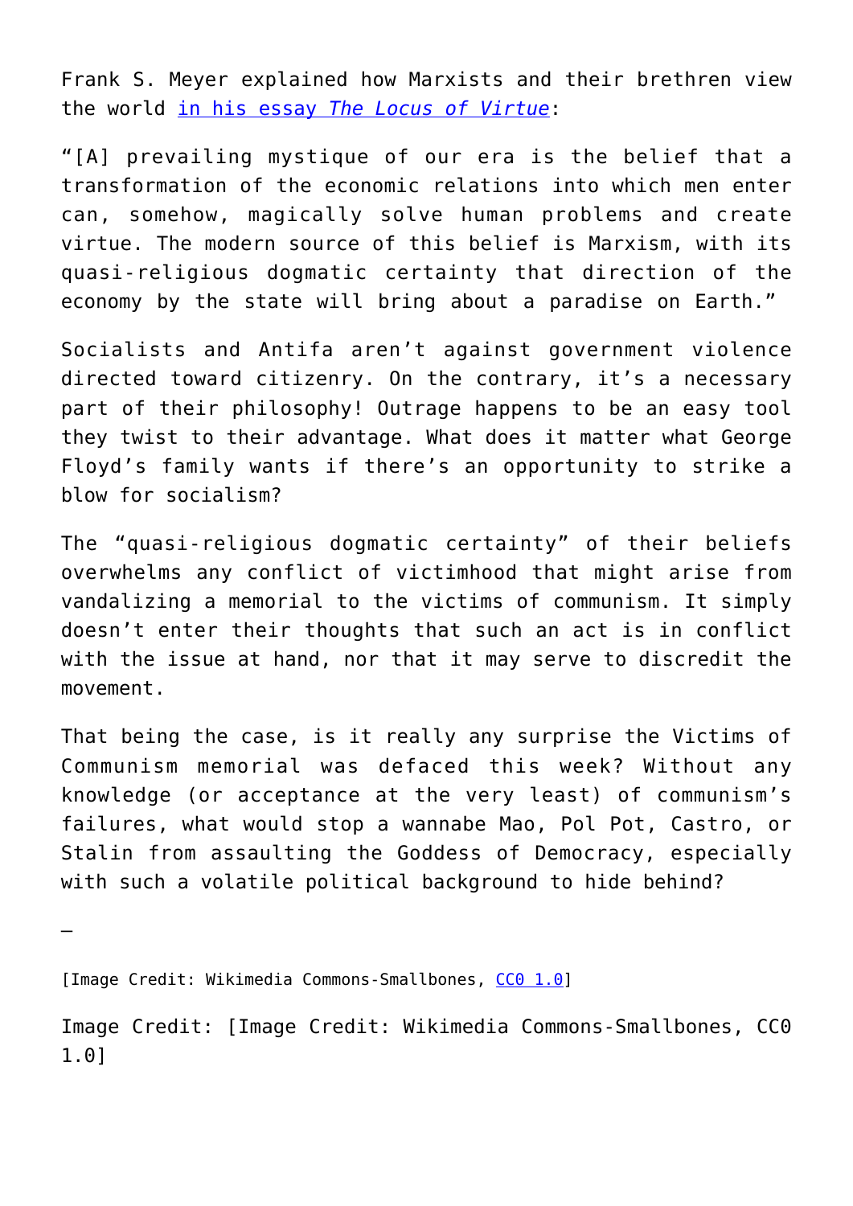Frank S. Meyer explained how Marxists and their brethren view the world [in his essay *The Locus of Virtue*](https://):

"[A] prevailing mystique of our era is the belief that a transformation of the economic relations into which men enter can, somehow, magically solve human problems and create virtue. The modern source of this belief is Marxism, with its quasi-religious dogmatic certainty that direction of the economy by the state will bring about a paradise on Earth."

Socialists and Antifa aren't against government violence directed toward citizenry. On the contrary, it's a necessary part of their philosophy! Outrage happens to be an easy tool they twist to their advantage. What does it matter what George Floyd's family wants if there's an opportunity to strike a blow for socialism?

The "quasi-religious dogmatic certainty" of their beliefs overwhelms any conflict of victimhood that might arise from vandalizing a memorial to the victims of communism. It simply doesn't enter their thoughts that such an act is in conflict with the issue at hand, nor that it may serve to discredit the movement.

That being the case, is it really any surprise the Victims of Communism memorial was defaced this week? Without any knowledge (or acceptance at the very least) of communism's failures, what would stop a wannabe Mao, Pol Pot, Castro, or Stalin from assaulting the Goddess of Democracy, especially with such a volatile political background to hide behind?

—

[Image Credit: Wikimedia Commons-Smallbones, CC0 1.0]

Image Credit: [Image Credit: Wikimedia Commons-Smallbones, CC0 1.0]